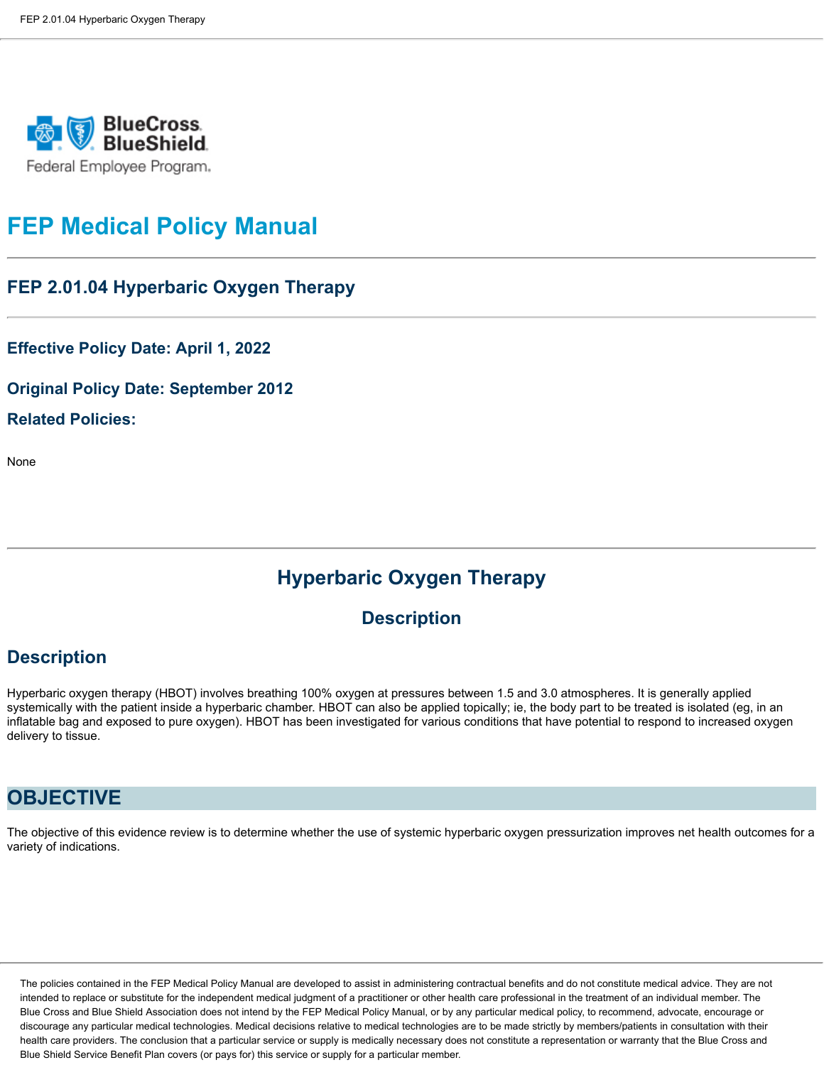# FEP Medical Policy Manual

## FEP 2.01.04 Hyperbaric Oxygen Therapy

### Effective Policy Date: April 1, 2022

### Original Policy Date: September 2012

### Related Policies:

None

## Hyperbaric Oxygen Therapy

### Description

## Description

Hyperbaric oxygen therapy (HBOT) involves breathing 100% oxygen at pressures between 1.5 and 3.0 atmospheres. It is generally applied systemically with the patient inside a hyperbaric chamber. HBOT can also be applied topically; ie, the body part to be treated is isolated (eg, in an inflatable bag and exposed to pure oxygen). HBOT has been investigated for various conditions that have potential to respond to increased oxygen delivery to tissue.

## OBJECTIVE

The objective of this evidence review is to determine whether the use of systemic hyperbaric oxygen pressurization improves net health outcomes for a variety of indications.

The policies contained in the FEP Medical Policy Manual are developed to assist in administering contractual benefits and do not constitute medical advice. They are not intended to replace or substitute for the independent medical judgment of a practitioner or other health care professional in the treatment of an individual member. The Blue Cross and Blue Shield Association does not intend by the FEP Medical Policy Manual, or by any particular medical policy, to recommend, advocate, encourage or discourage any particular medical technologies. Medical decisions relative to medical technologies are to be made strictly by members/patients in consultation with their health care providers. The conclusion that a particular service or supply is medically necessary does not constitute a representation or warranty that the Blue Cross and Blue Shield Service Benefit Plan covers (or pays for) this service or supply for a particular member.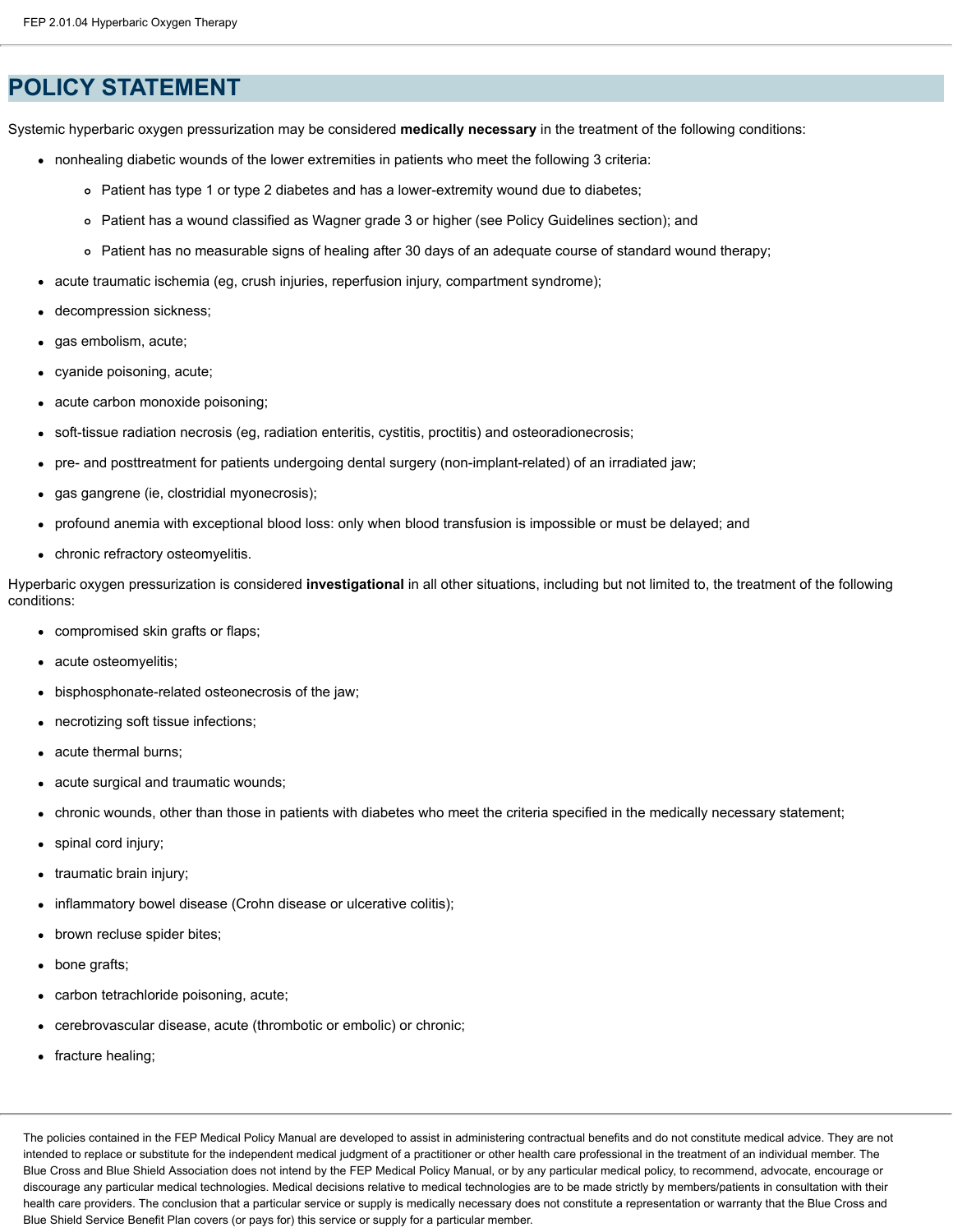# POLICY STATEMENT

Systemic hyperbaric oxygen pressurization may be considered **medically necessary** in the treatment of the following conditions:

- nonhealing diabetic wounds of the lower extremities in patients who meet the following 3 criteria:
  - Patient has type 1 or type 2 diabetes and has a lower-extremity wound due to diabetes;
  - Patient has a wound classified as Wagner grade 3 or higher (see Policy Guidelines section); and
  - Patient has no measurable signs of healing after 30 days of an adequate course of standard wound therapy;
- acute traumatic ischemia (eg, crush injuries, reperfusion injury, compartment syndrome);
- decompression sickness;
- gas embolism, acute;
- cyanide poisoning, acute;
- acute carbon monoxide poisoning;
- soft-tissue radiation necrosis (eg, radiation enteritis, cystitis, proctitis) and osteoradionecrosis;
- pre- and posttreatment for patients undergoing dental surgery (non-implant-related) of an irradiated jaw;
- gas gangrene (ie, clostridial myonecrosis);
- profound anemia with exceptional blood loss: only when blood transfusion is impossible or must be delayed; and
- chronic refractory osteomyelitis.

Hyperbaric oxygen pressurization is considered **investigational** in all other situations, including but not limited to, the treatment of the following conditions:

- compromised skin grafts or flaps;
- acute osteomyelitis;
- bisphosphonate-related osteonecrosis of the jaw;
- necrotizing soft tissue infections;
- acute thermal burns;
- acute surgical and traumatic wounds;
- chronic wounds, other than those in patients with diabetes who meet the criteria specified in the medically necessary statement;
- spinal cord injury;
- traumatic brain injury;
- inflammatory bowel disease (Crohn disease or ulcerative colitis);
- brown recluse spider bites;
- bone grafts;
- carbon tetrachloride poisoning, acute;
- cerebrovascular disease, acute (thrombotic or embolic) or chronic;
- fracture healing;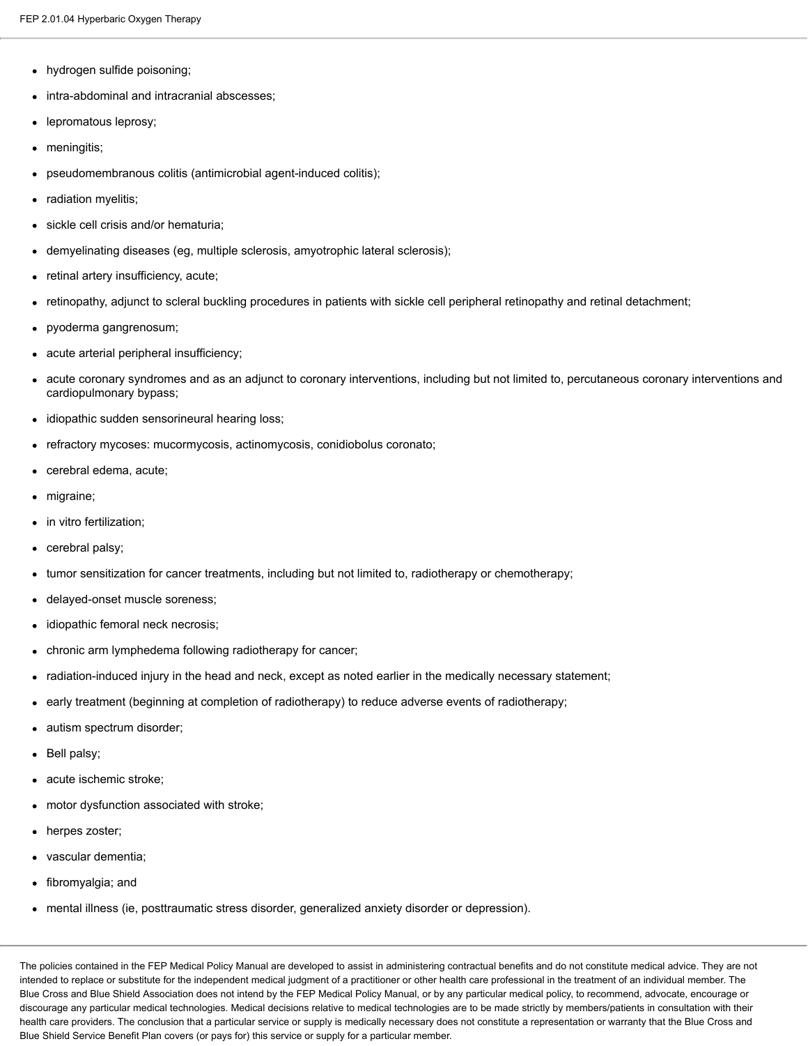- hydrogen sulfide poisoning;
- intra-abdominal and intracranial abscesses;
- lepromatous leprosy;
- meningitis;
- pseudomembranous colitis (antimicrobial agent-induced colitis);
- radiation myelitis;
- sickle cell crisis and/or hematuria;
- demyelinating diseases (eg, multiple sclerosis, amyotrophic lateral sclerosis);
- retinal artery insufficiency, acute;
- retinopathy, adjunct to scleral buckling procedures in patients with sickle cell peripheral retinopathy and retinal detachment;
- pyoderma gangrenosum;
- acute arterial peripheral insufficiency;
- acute coronary syndromes and as an adjunct to coronary interventions, including but not limited to, percutaneous coronary interventions and cardiopulmonary bypass;
- idiopathic sudden sensorineural hearing loss;
- refractory mycoses: mucormycosis, actinomycosis, conidiobolus coronato;
- cerebral edema, acute;
- migraine;
- in vitro fertilization;
- cerebral palsy;
- tumor sensitization for cancer treatments, including but not limited to, radiotherapy or chemotherapy;
- delayed-onset muscle soreness;
- idiopathic femoral neck necrosis;
- chronic arm lymphedema following radiotherapy for cancer;
- radiation-induced injury in the head and neck, except as noted earlier in the medically necessary statement;
- early treatment (beginning at completion of radiotherapy) to reduce adverse events of radiotherapy;
- autism spectrum disorder;
- Bell palsy;
- acute ischemic stroke;
- motor dysfunction associated with stroke;
- herpes zoster;
- vascular dementia;
- fibromyalgia; and
- mental illness (ie, posttraumatic stress disorder, generalized anxiety disorder or depression).

The policies contained in the FEP Medical Policy Manual are developed to assist in administering contractual benefits and do not constitute medical advice. They are not intended to replace or substitute for the independent medical judgment of a practitioner or other health care professional in the treatment of an individual member. The Blue Cross and Blue Shield Association does not intend by the FEP Medical Policy Manual, or by any particular medical policy, to recommend, advocate, encourage or discourage any particular medical technologies. Medical decisions relative to medical technologies are to be made strictly by members/patients in consultation with their health care providers. The conclusion that a particular service or supply is medically necessary does not constitute a representation or warranty that the Blue Cross and Blue Shield Service Benefit Plan covers (or pays for) this service or supply for a particular member.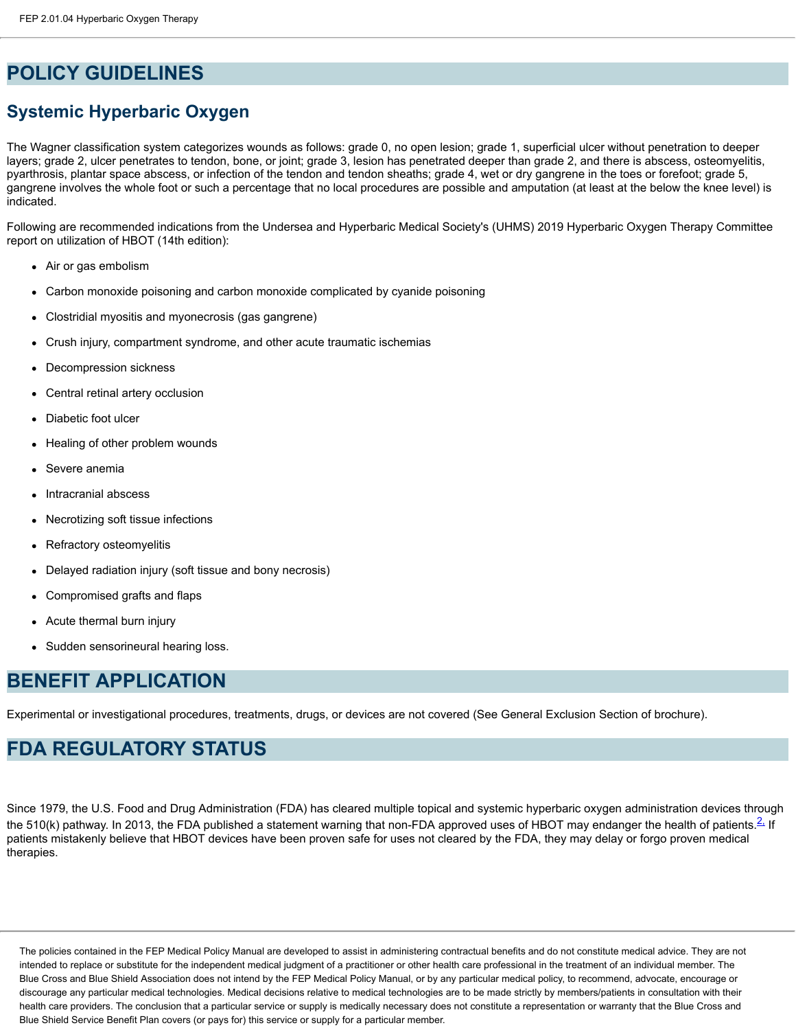## POLICY GUIDELINES

### Systemic Hyperbaric Oxygen

The Wagner classification system categorizes wounds as follows: grade 0, no open lesion; grade 1, superficial ulcer without penetration to deeper layers; grade 2, ulcer penetrates to tendon, bone, or joint; grade 3, lesion has penetrated deeper than grade 2, and there is abscess, osteomyelitis, pyarthrosis, plantar space abscess, or infection of the tendon and tendon sheaths; grade 4, wet or dry gangrene in the toes or forefoot; grade 5, gangrene involves the whole foot or such a percentage that no local procedures are possible and amputation (at least at the below the knee level) is indicated.

Following are recommended indications from the Undersea and Hyperbaric Medical Society's (UHMS) 2019 Hyperbaric Oxygen Therapy Committee report on utilization of HBOT (14th edition):

- Air or gas embolism
- Carbon monoxide poisoning and carbon monoxide complicated by cyanide poisoning
- Clostridial myositis and myonecrosis (gas gangrene)
- Crush injury, compartment syndrome, and other acute traumatic ischemias
- Decompression sickness
- Central retinal artery occlusion
- Diabetic foot ulcer
- Healing of other problem wounds
- Severe anemia
- Intracranial abscess
- Necrotizing soft tissue infections
- Refractory osteomyelitis
- Delayed radiation injury (soft tissue and bony necrosis)
- Compromised grafts and flaps
- Acute thermal burn injury
- Sudden sensorineural hearing loss.

## BENEFIT APPLICATION

Experimental or investigational procedures, treatments, drugs, or devices are not covered (See General Exclusion Section of brochure).

## FDA REGULATORY STATUS

Since 1979, the U.S. Food and Drug Administration (FDA) has cleared multiple topical and systemic hyperbaric oxygen administration devices through the 510(k) pathway. In 2013, the FDA published a statement warning that non-FDA approved uses of HBOT may endanger the health of patients.[2] If patients mistakenly believe that HBOT devices have been proven safe for uses not cleared by the FDA, they may delay or forgo proven medical therapies.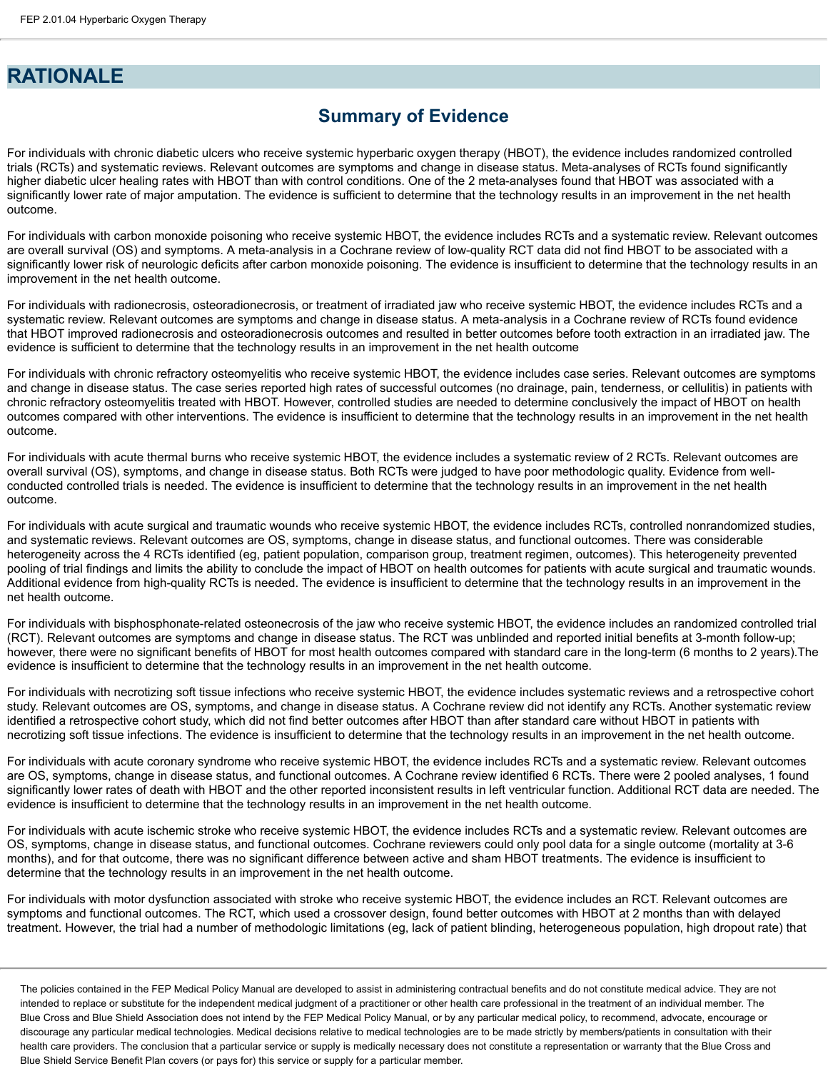# RATIONALE

## Summary of Evidence

For individuals with chronic diabetic ulcers who receive systemic hyperbaric oxygen therapy (HBOT), the evidence includes randomized controlled trials (RCTs) and systematic reviews. Relevant outcomes are symptoms and change in disease status. Meta-analyses of RCTs found significantly higher diabetic ulcer healing rates with HBOT than with control conditions. One of the 2 meta-analyses found that HBOT was associated with a significantly lower rate of major amputation. The evidence is sufficient to determine that the technology results in an improvement in the net health outcome.

For individuals with carbon monoxide poisoning who receive systemic HBOT, the evidence includes RCTs and a systematic review. Relevant outcomes are overall survival (OS) and symptoms. A meta-analysis in a Cochrane review of low-quality RCT data did not find HBOT to be associated with a significantly lower risk of neurologic deficits after carbon monoxide poisoning. The evidence is insufficient to determine that the technology results in an improvement in the net health outcome.

For individuals with radionecrosis, osteoradionecrosis, or treatment of irradiated jaw who receive systemic HBOT, the evidence includes RCTs and a systematic review. Relevant outcomes are symptoms and change in disease status. A meta-analysis in a Cochrane review of RCTs found evidence that HBOT improved radionecrosis and osteoradionecrosis outcomes and resulted in better outcomes before tooth extraction in an irradiated jaw. The evidence is sufficient to determine that the technology results in an improvement in the net health outcome

For individuals with chronic refractory osteomyelitis who receive systemic HBOT, the evidence includes case series. Relevant outcomes are symptoms and change in disease status. The case series reported high rates of successful outcomes (no drainage, pain, tenderness, or cellulitis) in patients with chronic refractory osteomyelitis treated with HBOT. However, controlled studies are needed to determine conclusively the impact of HBOT on health outcomes compared with other interventions. The evidence is insufficient to determine that the technology results in an improvement in the net health outcome.

For individuals with acute thermal burns who receive systemic HBOT, the evidence includes a systematic review of 2 RCTs. Relevant outcomes are overall survival (OS), symptoms, and change in disease status. Both RCTs were judged to have poor methodologic quality. Evidence from well-conducted controlled trials is needed. The evidence is insufficient to determine that the technology results in an improvement in the net health outcome.

For individuals with acute surgical and traumatic wounds who receive systemic HBOT, the evidence includes RCTs, controlled nonrandomized studies, and systematic reviews. Relevant outcomes are OS, symptoms, change in disease status, and functional outcomes. There was considerable heterogeneity across the 4 RCTs identified (eg, patient population, comparison group, treatment regimen, outcomes). This heterogeneity prevented pooling of trial findings and limits the ability to conclude the impact of HBOT on health outcomes for patients with acute surgical and traumatic wounds. Additional evidence from high-quality RCTs is needed. The evidence is insufficient to determine that the technology results in an improvement in the net health outcome.

For individuals with bisphosphonate-related osteonecrosis of the jaw who receive systemic HBOT, the evidence includes an randomized controlled trial (RCT). Relevant outcomes are symptoms and change in disease status. The RCT was unblinded and reported initial benefits at 3-month follow-up; however, there were no significant benefits of HBOT for most health outcomes compared with standard care in the long-term (6 months to 2 years).The evidence is insufficient to determine that the technology results in an improvement in the net health outcome.

For individuals with necrotizing soft tissue infections who receive systemic HBOT, the evidence includes systematic reviews and a retrospective cohort study. Relevant outcomes are OS, symptoms, and change in disease status. A Cochrane review did not identify any RCTs. Another systematic review identified a retrospective cohort study, which did not find better outcomes after HBOT than after standard care without HBOT in patients with necrotizing soft tissue infections. The evidence is insufficient to determine that the technology results in an improvement in the net health outcome.

For individuals with acute coronary syndrome who receive systemic HBOT, the evidence includes RCTs and a systematic review. Relevant outcomes are OS, symptoms, change in disease status, and functional outcomes. A Cochrane review identified 6 RCTs. There were 2 pooled analyses, 1 found significantly lower rates of death with HBOT and the other reported inconsistent results in left ventricular function. Additional RCT data are needed. The evidence is insufficient to determine that the technology results in an improvement in the net health outcome.

For individuals with acute ischemic stroke who receive systemic HBOT, the evidence includes RCTs and a systematic review. Relevant outcomes are OS, symptoms, change in disease status, and functional outcomes. Cochrane reviewers could only pool data for a single outcome (mortality at 3-6 months), and for that outcome, there was no significant difference between active and sham HBOT treatments. The evidence is insufficient to determine that the technology results in an improvement in the net health outcome.

For individuals with motor dysfunction associated with stroke who receive systemic HBOT, the evidence includes an RCT. Relevant outcomes are symptoms and functional outcomes. The RCT, which used a crossover design, found better outcomes with HBOT at 2 months than with delayed treatment. However, the trial had a number of methodologic limitations (eg, lack of patient blinding, heterogeneous population, high dropout rate) that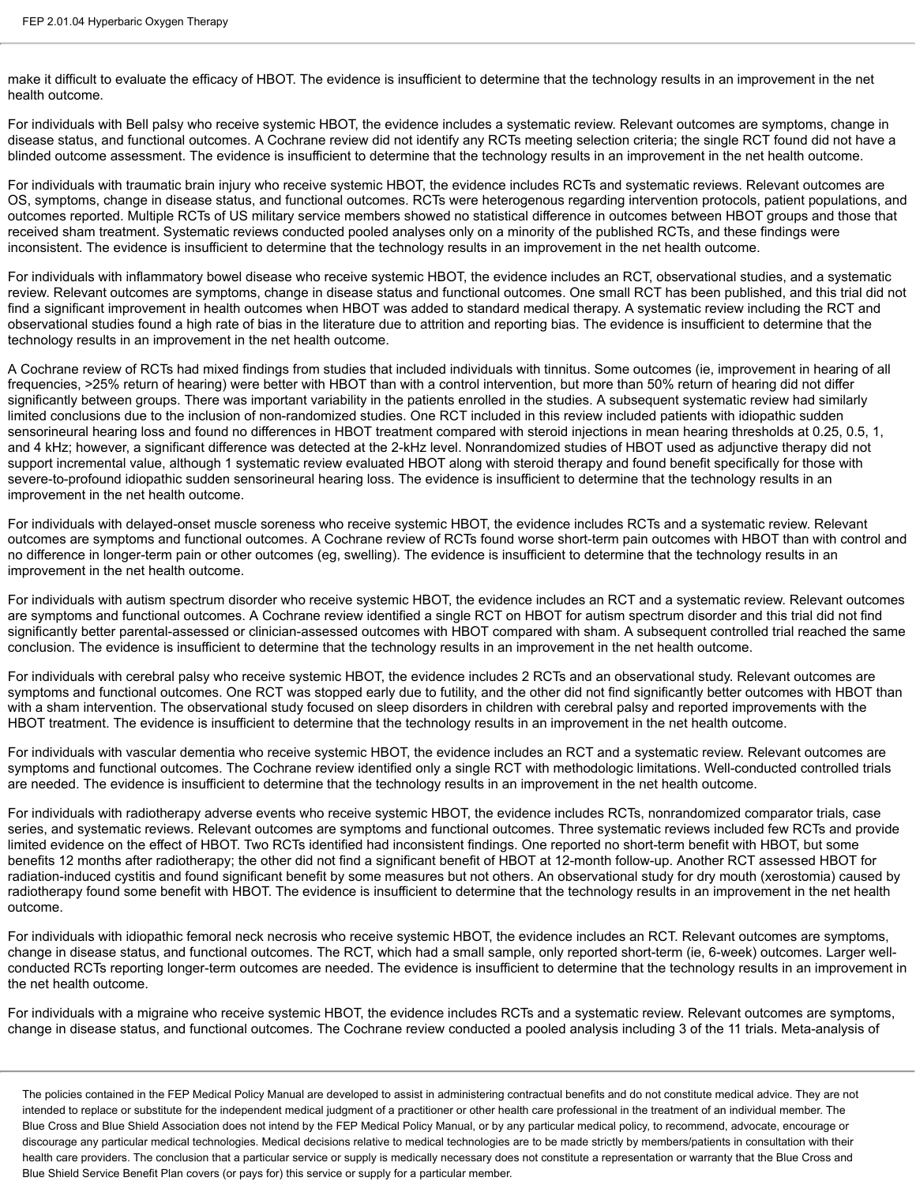make it difficult to evaluate the efficacy of HBOT. The evidence is insufficient to determine that the technology results in an improvement in the net health outcome.

For individuals with Bell palsy who receive systemic HBOT, the evidence includes a systematic review. Relevant outcomes are symptoms, change in disease status, and functional outcomes. A Cochrane review did not identify any RCTs meeting selection criteria; the single RCT found did not have a blinded outcome assessment. The evidence is insufficient to determine that the technology results in an improvement in the net health outcome.

For individuals with traumatic brain injury who receive systemic HBOT, the evidence includes RCTs and systematic reviews. Relevant outcomes are OS, symptoms, change in disease status, and functional outcomes. RCTs were heterogenous regarding intervention protocols, patient populations, and outcomes reported. Multiple RCTs of US military service members showed no statistical difference in outcomes between HBOT groups and those that received sham treatment. Systematic reviews conducted pooled analyses only on a minority of the published RCTs, and these findings were inconsistent. The evidence is insufficient to determine that the technology results in an improvement in the net health outcome.

For individuals with inflammatory bowel disease who receive systemic HBOT, the evidence includes an RCT, observational studies, and a systematic review. Relevant outcomes are symptoms, change in disease status and functional outcomes. One small RCT has been published, and this trial did not find a significant improvement in health outcomes when HBOT was added to standard medical therapy. A systematic review including the RCT and observational studies found a high rate of bias in the literature due to attrition and reporting bias. The evidence is insufficient to determine that the technology results in an improvement in the net health outcome.

A Cochrane review of RCTs had mixed findings from studies that included individuals with tinnitus. Some outcomes (ie, improvement in hearing of all frequencies, >25% return of hearing) were better with HBOT than with a control intervention, but more than 50% return of hearing did not differ significantly between groups. There was important variability in the patients enrolled in the studies. A subsequent systematic review had similarly limited conclusions due to the inclusion of non-randomized studies. One RCT included in this review included patients with idiopathic sudden sensorineural hearing loss and found no differences in HBOT treatment compared with steroid injections in mean hearing thresholds at 0.25, 0.5, 1, and 4 kHz; however, a significant difference was detected at the 2-kHz level. Nonrandomized studies of HBOT used as adjunctive therapy did not support incremental value, although 1 systematic review evaluated HBOT along with steroid therapy and found benefit specifically for those with severe-to-profound idiopathic sudden sensorineural hearing loss. The evidence is insufficient to determine that the technology results in an improvement in the net health outcome.

For individuals with delayed-onset muscle soreness who receive systemic HBOT, the evidence includes RCTs and a systematic review. Relevant outcomes are symptoms and functional outcomes. A Cochrane review of RCTs found worse short-term pain outcomes with HBOT than with control and no difference in longer-term pain or other outcomes (eg, swelling). The evidence is insufficient to determine that the technology results in an improvement in the net health outcome.

For individuals with autism spectrum disorder who receive systemic HBOT, the evidence includes an RCT and a systematic review. Relevant outcomes are symptoms and functional outcomes. A Cochrane review identified a single RCT on HBOT for autism spectrum disorder and this trial did not find significantly better parental-assessed or clinician-assessed outcomes with HBOT compared with sham. A subsequent controlled trial reached the same conclusion. The evidence is insufficient to determine that the technology results in an improvement in the net health outcome.

For individuals with cerebral palsy who receive systemic HBOT, the evidence includes 2 RCTs and an observational study. Relevant outcomes are symptoms and functional outcomes. One RCT was stopped early due to futility, and the other did not find significantly better outcomes with HBOT than with a sham intervention. The observational study focused on sleep disorders in children with cerebral palsy and reported improvements with the HBOT treatment. The evidence is insufficient to determine that the technology results in an improvement in the net health outcome.

For individuals with vascular dementia who receive systemic HBOT, the evidence includes an RCT and a systematic review. Relevant outcomes are symptoms and functional outcomes. The Cochrane review identified only a single RCT with methodologic limitations. Well-conducted controlled trials are needed. The evidence is insufficient to determine that the technology results in an improvement in the net health outcome.

For individuals with radiotherapy adverse events who receive systemic HBOT, the evidence includes RCTs, nonrandomized comparator trials, case series, and systematic reviews. Relevant outcomes are symptoms and functional outcomes. Three systematic reviews included few RCTs and provide limited evidence on the effect of HBOT. Two RCTs identified had inconsistent findings. One reported no short-term benefit with HBOT, but some benefits 12 months after radiotherapy; the other did not find a significant benefit of HBOT at 12-month follow-up. Another RCT assessed HBOT for radiation-induced cystitis and found significant benefit by some measures but not others. An observational study for dry mouth (xerostomia) caused by radiotherapy found some benefit with HBOT. The evidence is insufficient to determine that the technology results in an improvement in the net health outcome.

For individuals with idiopathic femoral neck necrosis who receive systemic HBOT, the evidence includes an RCT. Relevant outcomes are symptoms, change in disease status, and functional outcomes. The RCT, which had a small sample, only reported short-term (ie, 6-week) outcomes. Larger well-conducted RCTs reporting longer-term outcomes are needed. The evidence is insufficient to determine that the technology results in an improvement in the net health outcome.

For individuals with a migraine who receive systemic HBOT, the evidence includes RCTs and a systematic review. Relevant outcomes are symptoms, change in disease status, and functional outcomes. The Cochrane review conducted a pooled analysis including 3 of the 11 trials. Meta-analysis of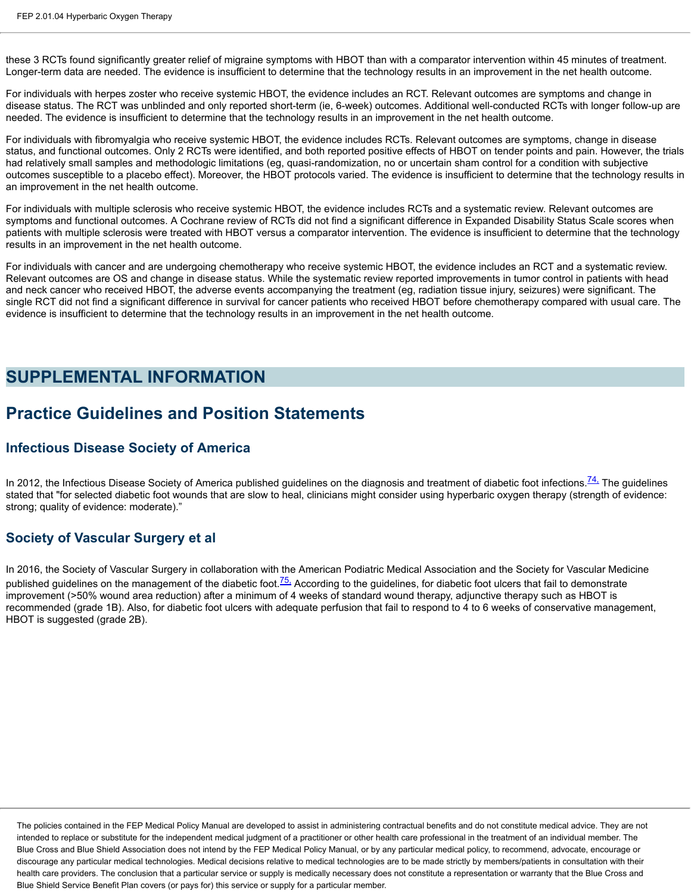these 3 RCTs found significantly greater relief of migraine symptoms with HBOT than with a comparator intervention within 45 minutes of treatment. Longer-term data are needed. The evidence is insufficient to determine that the technology results in an improvement in the net health outcome.

For individuals with herpes zoster who receive systemic HBOT, the evidence includes an RCT. Relevant outcomes are symptoms and change in disease status. The RCT was unblinded and only reported short-term (ie, 6-week) outcomes. Additional well-conducted RCTs with longer follow-up are needed. The evidence is insufficient to determine that the technology results in an improvement in the net health outcome.

For individuals with fibromyalgia who receive systemic HBOT, the evidence includes RCTs. Relevant outcomes are symptoms, change in disease status, and functional outcomes. Only 2 RCTs were identified, and both reported positive effects of HBOT on tender points and pain. However, the trials had relatively small samples and methodologic limitations (eg, quasi-randomization, no or uncertain sham control for a condition with subjective outcomes susceptible to a placebo effect). Moreover, the HBOT protocols varied. The evidence is insufficient to determine that the technology results in an improvement in the net health outcome.

For individuals with multiple sclerosis who receive systemic HBOT, the evidence includes RCTs and a systematic review. Relevant outcomes are symptoms and functional outcomes. A Cochrane review of RCTs did not find a significant difference in Expanded Disability Status Scale scores when patients with multiple sclerosis were treated with HBOT versus a comparator intervention. The evidence is insufficient to determine that the technology results in an improvement in the net health outcome.

For individuals with cancer and are undergoing chemotherapy who receive systemic HBOT, the evidence includes an RCT and a systematic review. Relevant outcomes are OS and change in disease status. While the systematic review reported improvements in tumor control in patients with head and neck cancer who received HBOT, the adverse events accompanying the treatment (eg, radiation tissue injury, seizures) were significant. The single RCT did not find a significant difference in survival for cancer patients who received HBOT before chemotherapy compared with usual care. The evidence is insufficient to determine that the technology results in an improvement in the net health outcome.

# SUPPLEMENTAL INFORMATION

## Practice Guidelines and Position Statements

### Infectious Disease Society of America

In 2012, the Infectious Disease Society of America published guidelines on the diagnosis and treatment of diabetic foot infections.[74] The guidelines stated that "for selected diabetic foot wounds that are slow to heal, clinicians might consider using hyperbaric oxygen therapy (strength of evidence: strong; quality of evidence: moderate)."

### Society of Vascular Surgery et al

In 2016, the Society of Vascular Surgery in collaboration with the American Podiatric Medical Association and the Society for Vascular Medicine published guidelines on the management of the diabetic foot.[75] According to the guidelines, for diabetic foot ulcers that fail to demonstrate improvement (>50% wound area reduction) after a minimum of 4 weeks of standard wound therapy, adjunctive therapy such as HBOT is recommended (grade 1B). Also, for diabetic foot ulcers with adequate perfusion that fail to respond to 4 to 6 weeks of conservative management, HBOT is suggested (grade 2B).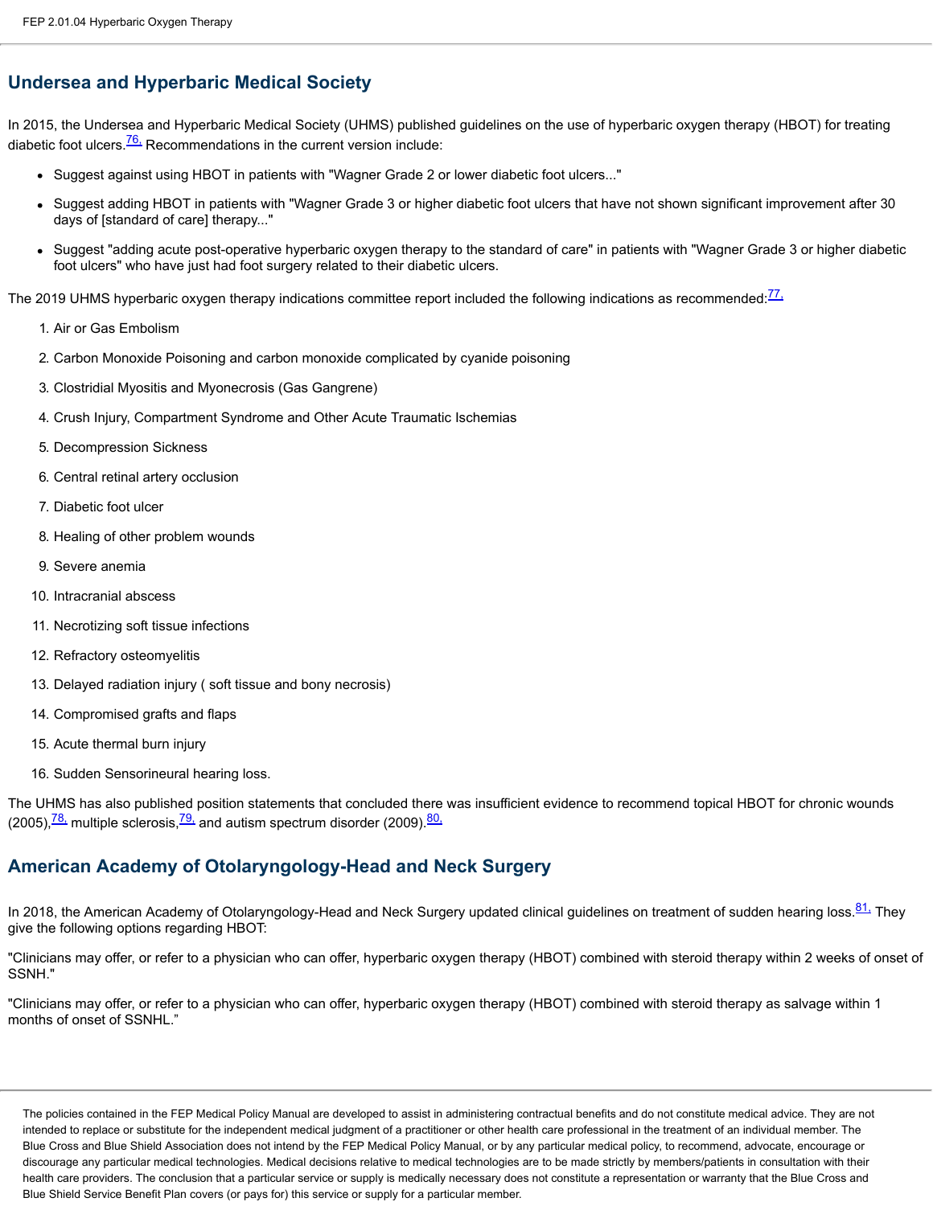## Undersea and Hyperbaric Medical Society

In 2015, the Undersea and Hyperbaric Medical Society (UHMS) published guidelines on the use of hyperbaric oxygen therapy (HBOT) for treating diabetic foot ulcers.[76] Recommendations in the current version include:

- Suggest against using HBOT in patients with "Wagner Grade 2 or lower diabetic foot ulcers..."
- Suggest adding HBOT in patients with "Wagner Grade 3 or higher diabetic foot ulcers that have not shown significant improvement after 30 days of [standard of care] therapy..."
- Suggest "adding acute post-operative hyperbaric oxygen therapy to the standard of care" in patients with "Wagner Grade 3 or higher diabetic foot ulcers" who have just had foot surgery related to their diabetic ulcers.

The 2019 UHMS hyperbaric oxygen therapy indications committee report included the following indications as recommended:[77]

1. Air or Gas Embolism
2. Carbon Monoxide Poisoning and carbon monoxide complicated by cyanide poisoning
3. Clostridial Myositis and Myonecrosis (Gas Gangrene)
4. Crush Injury, Compartment Syndrome and Other Acute Traumatic Ischemias
5. Decompression Sickness
6. Central retinal artery occlusion
7. Diabetic foot ulcer
8. Healing of other problem wounds
9. Severe anemia
10. Intracranial abscess
11. Necrotizing soft tissue infections
12. Refractory osteomyelitis
13. Delayed radiation injury ( soft tissue and bony necrosis)
14. Compromised grafts and flaps
15. Acute thermal burn injury
16. Sudden Sensorineural hearing loss.

The UHMS has also published position statements that concluded there was insufficient evidence to recommend topical HBOT for chronic wounds (2005),[78] multiple sclerosis,[79] and autism spectrum disorder (2009).[80]

## American Academy of Otolaryngology-Head and Neck Surgery

In 2018, the American Academy of Otolaryngology-Head and Neck Surgery updated clinical guidelines on treatment of sudden hearing loss.[81] They give the following options regarding HBOT:

"Clinicians may offer, or refer to a physician who can offer, hyperbaric oxygen therapy (HBOT) combined with steroid therapy within 2 weeks of onset of SSNH."

"Clinicians may offer, or refer to a physician who can offer, hyperbaric oxygen therapy (HBOT) combined with steroid therapy as salvage within 1 months of onset of SSNHL."

The policies contained in the FEP Medical Policy Manual are developed to assist in administering contractual benefits and do not constitute medical advice. They are not intended to replace or substitute for the independent medical judgment of a practitioner or other health care professional in the treatment of an individual member. The Blue Cross and Blue Shield Association does not intend by the FEP Medical Policy Manual, or by any particular medical policy, to recommend, advocate, encourage or discourage any particular medical technologies. Medical decisions relative to medical technologies are to be made strictly by members/patients in consultation with their health care providers. The conclusion that a particular service or supply is medically necessary does not constitute a representation or warranty that the Blue Cross and Blue Shield Service Benefit Plan covers (or pays for) this service or supply for a particular member.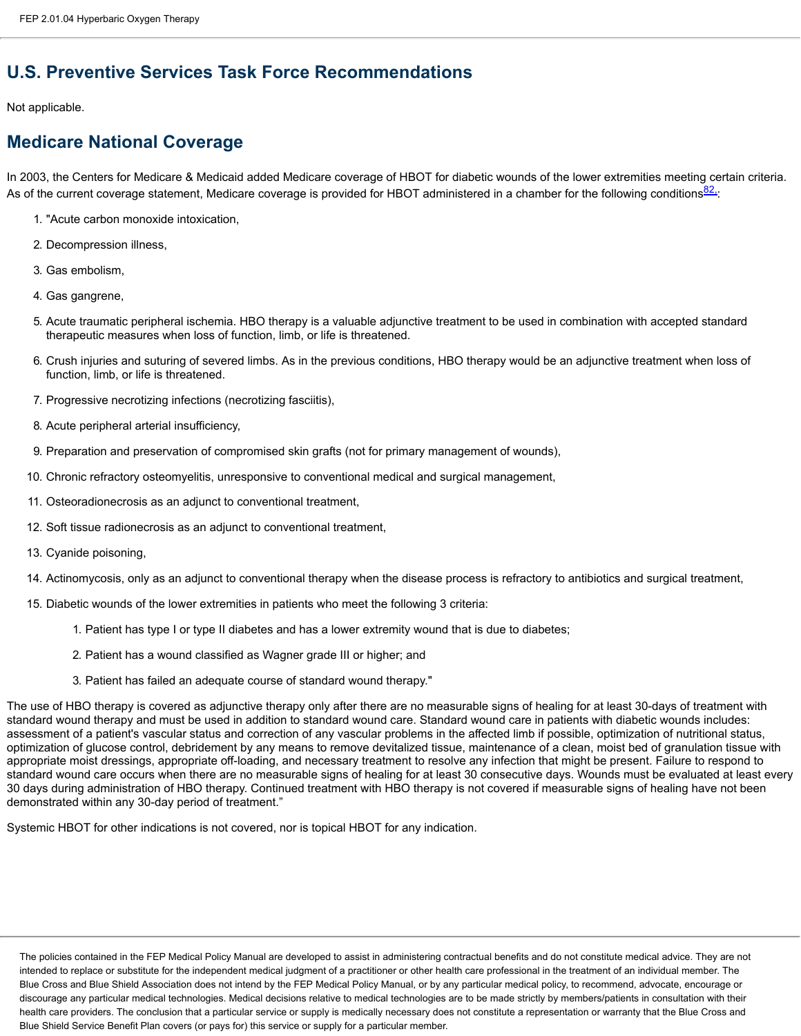## U.S. Preventive Services Task Force Recommendations

Not applicable.

## Medicare National Coverage

In 2003, the Centers for Medicare & Medicaid added Medicare coverage of HBOT for diabetic wounds of the lower extremities meeting certain criteria. As of the current coverage statement, Medicare coverage is provided for HBOT administered in a chamber for the following conditions[82,]:

1. "Acute carbon monoxide intoxication,
2. Decompression illness,
3. Gas embolism,
4. Gas gangrene,
5. Acute traumatic peripheral ischemia. HBO therapy is a valuable adjunctive treatment to be used in combination with accepted standard therapeutic measures when loss of function, limb, or life is threatened.
6. Crush injuries and suturing of severed limbs. As in the previous conditions, HBO therapy would be an adjunctive treatment when loss of function, limb, or life is threatened.
7. Progressive necrotizing infections (necrotizing fasciitis),
8. Acute peripheral arterial insufficiency,
9. Preparation and preservation of compromised skin grafts (not for primary management of wounds),
10. Chronic refractory osteomyelitis, unresponsive to conventional medical and surgical management,
11. Osteoradionecrosis as an adjunct to conventional treatment,
12. Soft tissue radionecrosis as an adjunct to conventional treatment,
13. Cyanide poisoning,
14. Actinomycosis, only as an adjunct to conventional therapy when the disease process is refractory to antibiotics and surgical treatment,
15. Diabetic wounds of the lower extremities in patients who meet the following 3 criteria:
    1. Patient has type I or type II diabetes and has a lower extremity wound that is due to diabetes;
    2. Patient has a wound classified as Wagner grade III or higher; and
    3. Patient has failed an adequate course of standard wound therapy."

The use of HBO therapy is covered as adjunctive therapy only after there are no measurable signs of healing for at least 30-days of treatment with standard wound therapy and must be used in addition to standard wound care. Standard wound care in patients with diabetic wounds includes: assessment of a patient's vascular status and correction of any vascular problems in the affected limb if possible, optimization of nutritional status, optimization of glucose control, debridement by any means to remove devitalized tissue, maintenance of a clean, moist bed of granulation tissue with appropriate moist dressings, appropriate off-loading, and necessary treatment to resolve any infection that might be present. Failure to respond to standard wound care occurs when there are no measurable signs of healing for at least 30 consecutive days. Wounds must be evaluated at least every 30 days during administration of HBO therapy. Continued treatment with HBO therapy is not covered if measurable signs of healing have not been demonstrated within any 30-day period of treatment."

Systemic HBOT for other indications is not covered, nor is topical HBOT for any indication.

The policies contained in the FEP Medical Policy Manual are developed to assist in administering contractual benefits and do not constitute medical advice. They are not intended to replace or substitute for the independent medical judgment of a practitioner or other health care professional in the treatment of an individual member. The Blue Cross and Blue Shield Association does not intend by the FEP Medical Policy Manual, or by any particular medical policy, to recommend, advocate, encourage or discourage any particular medical technologies. Medical decisions relative to medical technologies are to be made strictly by members/patients in consultation with their health care providers. The conclusion that a particular service or supply is medically necessary does not constitute a representation or warranty that the Blue Cross and Blue Shield Service Benefit Plan covers (or pays for) this service or supply for a particular member.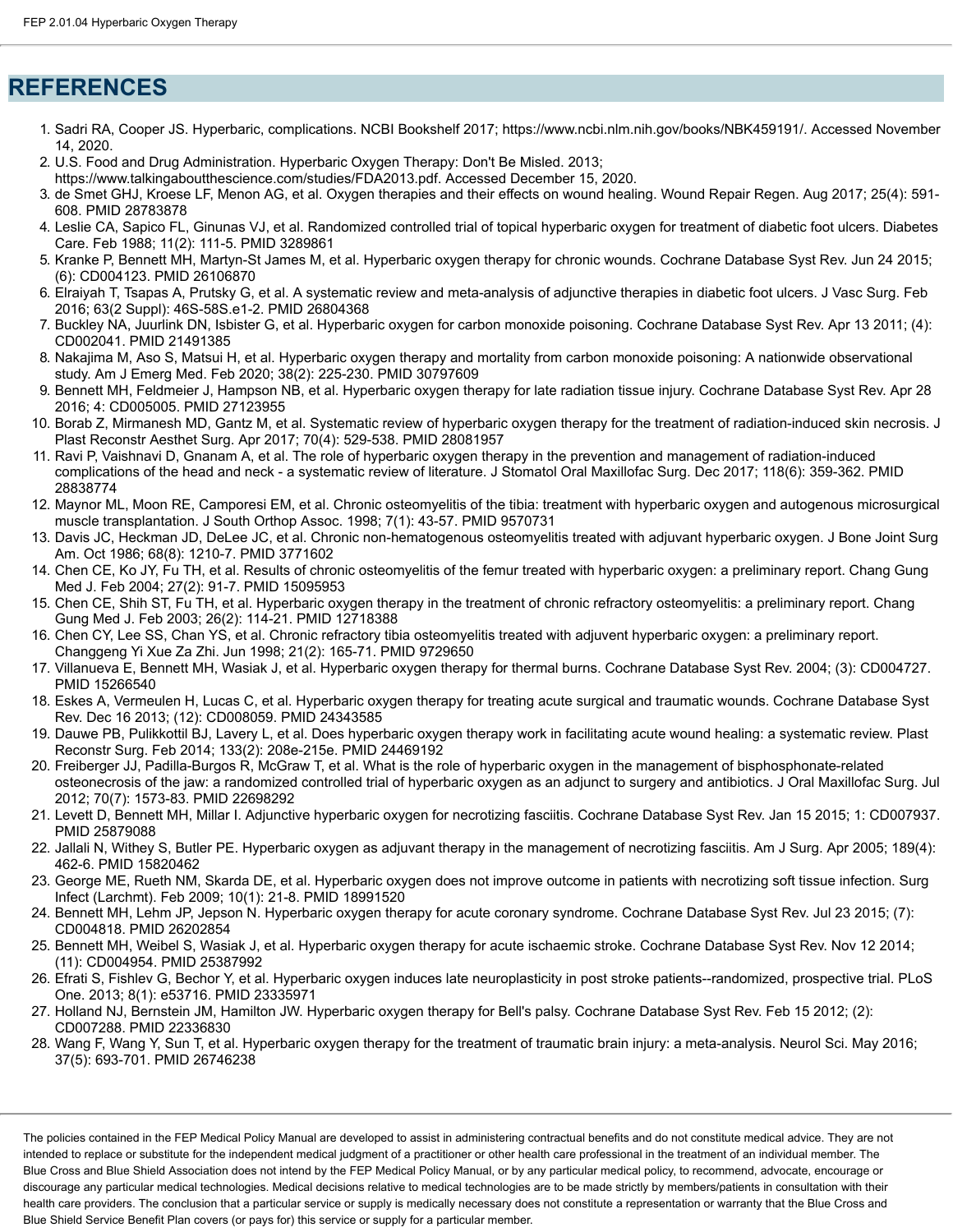## REFERENCES

1. Sadri RA, Cooper JS. Hyperbaric, complications. NCBI Bookshelf 2017; https://www.ncbi.nlm.nih.gov/books/NBK459191/. Accessed November 14, 2020.
2. U.S. Food and Drug Administration. Hyperbaric Oxygen Therapy: Don't Be Misled. 2013; https://www.talkingaboutthescience.com/studies/FDA2013.pdf. Accessed December 15, 2020.
3. de Smet GHJ, Kroese LF, Menon AG, et al. Oxygen therapies and their effects on wound healing. Wound Repair Regen. Aug 2017; 25(4): 591-608. PMID 28783878
4. Leslie CA, Sapico FL, Ginunas VJ, et al. Randomized controlled trial of topical hyperbaric oxygen for treatment of diabetic foot ulcers. Diabetes Care. Feb 1988; 11(2): 111-5. PMID 3289861
5. Kranke P, Bennett MH, Martyn-St James M, et al. Hyperbaric oxygen therapy for chronic wounds. Cochrane Database Syst Rev. Jun 24 2015; (6): CD004123. PMID 26106870
6. Elraiyah T, Tsapas A, Prutsky G, et al. A systematic review and meta-analysis of adjunctive therapies in diabetic foot ulcers. J Vasc Surg. Feb 2016; 63(2 Suppl): 46S-58S.e1-2. PMID 26804368
7. Buckley NA, Juurlink DN, Isbister G, et al. Hyperbaric oxygen for carbon monoxide poisoning. Cochrane Database Syst Rev. Apr 13 2011; (4): CD002041. PMID 21491385
8. Nakajima M, Aso S, Matsui H, et al. Hyperbaric oxygen therapy and mortality from carbon monoxide poisoning: A nationwide observational study. Am J Emerg Med. Feb 2020; 38(2): 225-230. PMID 30797609
9. Bennett MH, Feldmeier J, Hampson NB, et al. Hyperbaric oxygen therapy for late radiation tissue injury. Cochrane Database Syst Rev. Apr 28 2016; 4: CD005005. PMID 27123955
10. Borab Z, Mirmanesh MD, Gantz M, et al. Systematic review of hyperbaric oxygen therapy for the treatment of radiation-induced skin necrosis. J Plast Reconstr Aesthet Surg. Apr 2017; 70(4): 529-538. PMID 28081957
11. Ravi P, Vaishnavi D, Gnanam A, et al. The role of hyperbaric oxygen therapy in the prevention and management of radiation-induced complications of the head and neck - a systematic review of literature. J Stomatol Oral Maxillofac Surg. Dec 2017; 118(6): 359-362. PMID 28838774
12. Maynor ML, Moon RE, Camporesi EM, et al. Chronic osteomyelitis of the tibia: treatment with hyperbaric oxygen and autogenous microsurgical muscle transplantation. J South Orthop Assoc. 1998; 7(1): 43-57. PMID 9570731
13. Davis JC, Heckman JD, DeLee JC, et al. Chronic non-hematogenous osteomyelitis treated with adjuvant hyperbaric oxygen. J Bone Joint Surg Am. Oct 1986; 68(8): 1210-7. PMID 3771602
14. Chen CE, Ko JY, Fu TH, et al. Results of chronic osteomyelitis of the femur treated with hyperbaric oxygen: a preliminary report. Chang Gung Med J. Feb 2004; 27(2): 91-7. PMID 15095953
15. Chen CE, Shih ST, Fu TH, et al. Hyperbaric oxygen therapy in the treatment of chronic refractory osteomyelitis: a preliminary report. Chang Gung Med J. Feb 2003; 26(2): 114-21. PMID 12718388
16. Chen CY, Lee SS, Chan YS, et al. Chronic refractory tibia osteomyelitis treated with adjuvent hyperbaric oxygen: a preliminary report. Changgeng Yi Xue Za Zhi. Jun 1998; 21(2): 165-71. PMID 9729650
17. Villanueva E, Bennett MH, Wasiak J, et al. Hyperbaric oxygen therapy for thermal burns. Cochrane Database Syst Rev. 2004; (3): CD004727. PMID 15266540
18. Eskes A, Vermeulen H, Lucas C, et al. Hyperbaric oxygen therapy for treating acute surgical and traumatic wounds. Cochrane Database Syst Rev. Dec 16 2013; (12): CD008059. PMID 24343585
19. Dauwe PB, Pulikkottil BJ, Lavery L, et al. Does hyperbaric oxygen therapy work in facilitating acute wound healing: a systematic review. Plast Reconstr Surg. Feb 2014; 133(2): 208e-215e. PMID 24469192
20. Freiberger JJ, Padilla-Burgos R, McGraw T, et al. What is the role of hyperbaric oxygen in the management of bisphosphonate-related osteonecrosis of the jaw: a randomized controlled trial of hyperbaric oxygen as an adjunct to surgery and antibiotics. J Oral Maxillofac Surg. Jul 2012; 70(7): 1573-83. PMID 22698292
21. Levett D, Bennett MH, Millar I. Adjunctive hyperbaric oxygen for necrotizing fasciitis. Cochrane Database Syst Rev. Jan 15 2015; 1: CD007937. PMID 25879088
22. Jallali N, Withey S, Butler PE. Hyperbaric oxygen as adjuvant therapy in the management of necrotizing fasciitis. Am J Surg. Apr 2005; 189(4): 462-6. PMID 15820462
23. George ME, Rueth NM, Skarda DE, et al. Hyperbaric oxygen does not improve outcome in patients with necrotizing soft tissue infection. Surg Infect (Larchmt). Feb 2009; 10(1): 21-8. PMID 18991520
24. Bennett MH, Lehm JP, Jepson N. Hyperbaric oxygen therapy for acute coronary syndrome. Cochrane Database Syst Rev. Jul 23 2015; (7): CD004818. PMID 26202854
25. Bennett MH, Weibel S, Wasiak J, et al. Hyperbaric oxygen therapy for acute ischaemic stroke. Cochrane Database Syst Rev. Nov 12 2014; (11): CD004954. PMID 25387992
26. Efrati S, Fishlev G, Bechor Y, et al. Hyperbaric oxygen induces late neuroplasticity in post stroke patients--randomized, prospective trial. PLoS One. 2013; 8(1): e53716. PMID 23335971
27. Holland NJ, Bernstein JM, Hamilton JW. Hyperbaric oxygen therapy for Bell's palsy. Cochrane Database Syst Rev. Feb 15 2012; (2): CD007288. PMID 22336830
28. Wang F, Wang Y, Sun T, et al. Hyperbaric oxygen therapy for the treatment of traumatic brain injury: a meta-analysis. Neurol Sci. May 2016; 37(5): 693-701. PMID 26746238

The policies contained in the FEP Medical Policy Manual are developed to assist in administering contractual benefits and do not constitute medical advice. They are not intended to replace or substitute for the independent medical judgment of a practitioner or other health care professional in the treatment of an individual member. The Blue Cross and Blue Shield Association does not intend by the FEP Medical Policy Manual, or by any particular medical policy, to recommend, advocate, encourage or discourage any particular medical technologies. Medical decisions relative to medical technologies are to be made strictly by members/patients in consultation with their health care providers. The conclusion that a particular service or supply is medically necessary does not constitute a representation or warranty that the Blue Cross and Blue Shield Service Benefit Plan covers (or pays for) this service or supply for a particular member.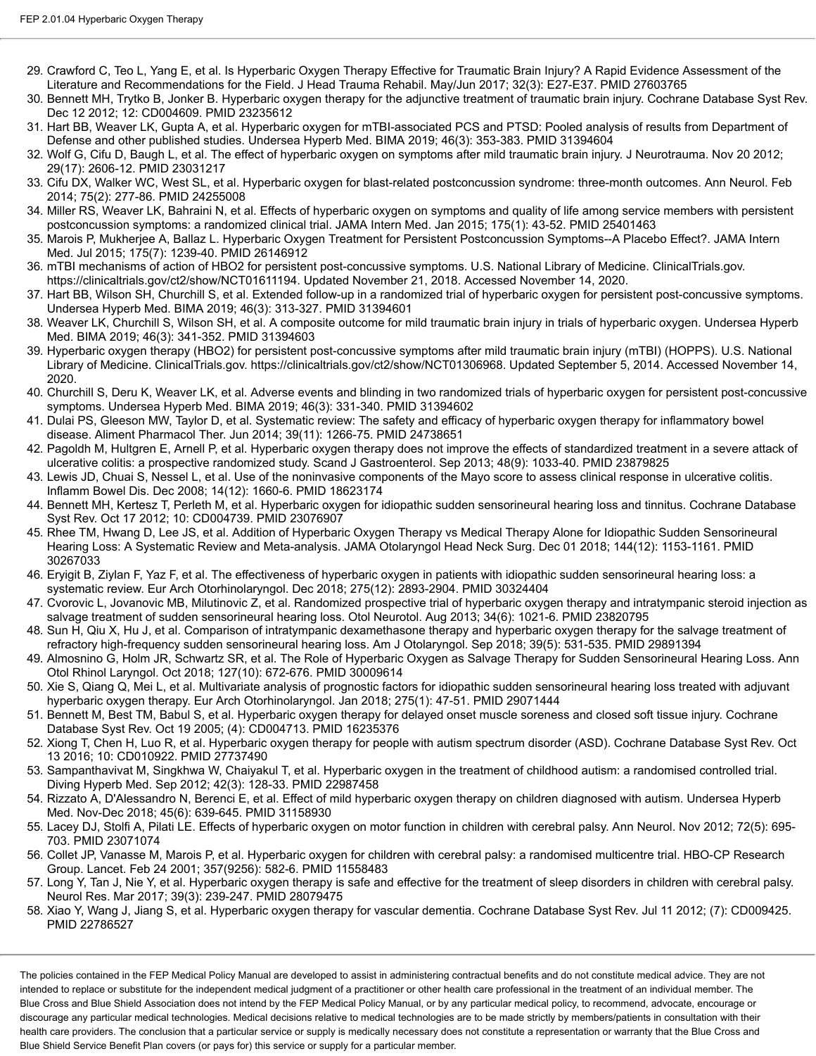29. Crawford C, Teo L, Yang E, et al. Is Hyperbaric Oxygen Therapy Effective for Traumatic Brain Injury? A Rapid Evidence Assessment of the Literature and Recommendations for the Field. J Head Trauma Rehabil. May/Jun 2017; 32(3): E27-E37. PMID 27603765
30. Bennett MH, Trytko B, Jonker B. Hyperbaric oxygen therapy for the adjunctive treatment of traumatic brain injury. Cochrane Database Syst Rev. Dec 12 2012; 12: CD004609. PMID 23235612
31. Hart BB, Weaver LK, Gupta A, et al. Hyperbaric oxygen for mTBI-associated PCS and PTSD: Pooled analysis of results from Department of Defense and other published studies. Undersea Hyperb Med. BIMA 2019; 46(3): 353-383. PMID 31394604
32. Wolf G, Cifu D, Baugh L, et al. The effect of hyperbaric oxygen on symptoms after mild traumatic brain injury. J Neurotrauma. Nov 20 2012; 29(17): 2606-12. PMID 23031217
33. Cifu DX, Walker WC, West SL, et al. Hyperbaric oxygen for blast-related postconcussion syndrome: three-month outcomes. Ann Neurol. Feb 2014; 75(2): 277-86. PMID 24255008
34. Miller RS, Weaver LK, Bahraini N, et al. Effects of hyperbaric oxygen on symptoms and quality of life among service members with persistent postconcussion symptoms: a randomized clinical trial. JAMA Intern Med. Jan 2015; 175(1): 43-52. PMID 25401463
35. Marois P, Mukherjee A, Ballaz L. Hyperbaric Oxygen Treatment for Persistent Postconcussion Symptoms--A Placebo Effect?. JAMA Intern Med. Jul 2015; 175(7): 1239-40. PMID 26146912
36. mTBI mechanisms of action of HBO2 for persistent post-concussive symptoms. U.S. National Library of Medicine. ClinicalTrials.gov. https://clinicaltrials.gov/ct2/show/NCT01611194. Updated November 21, 2018. Accessed November 14, 2020.
37. Hart BB, Wilson SH, Churchill S, et al. Extended follow-up in a randomized trial of hyperbaric oxygen for persistent post-concussive symptoms. Undersea Hyperb Med. BIMA 2019; 46(3): 313-327. PMID 31394601
38. Weaver LK, Churchill S, Wilson SH, et al. A composite outcome for mild traumatic brain injury in trials of hyperbaric oxygen. Undersea Hyperb Med. BIMA 2019; 46(3): 341-352. PMID 31394603
39. Hyperbaric oxygen therapy (HBO2) for persistent post-concussive symptoms after mild traumatic brain injury (mTBI) (HOPPS). U.S. National Library of Medicine. ClinicalTrials.gov. https://clinicaltrials.gov/ct2/show/NCT01306968. Updated September 5, 2014. Accessed November 14, 2020.
40. Churchill S, Deru K, Weaver LK, et al. Adverse events and blinding in two randomized trials of hyperbaric oxygen for persistent post-concussive symptoms. Undersea Hyperb Med. BIMA 2019; 46(3): 331-340. PMID 31394602
41. Dulai PS, Gleeson MW, Taylor D, et al. Systematic review: The safety and efficacy of hyperbaric oxygen therapy for inflammatory bowel disease. Aliment Pharmacol Ther. Jun 2014; 39(11): 1266-75. PMID 24738651
42. Pagoldh M, Hultgren E, Arnell P, et al. Hyperbaric oxygen therapy does not improve the effects of standardized treatment in a severe attack of ulcerative colitis: a prospective randomized study. Scand J Gastroenterol. Sep 2013; 48(9): 1033-40. PMID 23879825
43. Lewis JD, Chuai S, Nessel L, et al. Use of the noninvasive components of the Mayo score to assess clinical response in ulcerative colitis. Inflamm Bowel Dis. Dec 2008; 14(12): 1660-6. PMID 18623174
44. Bennett MH, Kertesz T, Perleth M, et al. Hyperbaric oxygen for idiopathic sudden sensorineural hearing loss and tinnitus. Cochrane Database Syst Rev. Oct 17 2012; 10: CD004739. PMID 23076907
45. Rhee TM, Hwang D, Lee JS, et al. Addition of Hyperbaric Oxygen Therapy vs Medical Therapy Alone for Idiopathic Sudden Sensorineural Hearing Loss: A Systematic Review and Meta-analysis. JAMA Otolaryngol Head Neck Surg. Dec 01 2018; 144(12): 1153-1161. PMID 30267033
46. Eryigit B, Ziylan F, Yaz F, et al. The effectiveness of hyperbaric oxygen in patients with idiopathic sudden sensorineural hearing loss: a systematic review. Eur Arch Otorhinolaryngol. Dec 2018; 275(12): 2893-2904. PMID 30324404
47. Cvorovic L, Jovanovic MB, Milutinovic Z, et al. Randomized prospective trial of hyperbaric oxygen therapy and intratympanic steroid injection as salvage treatment of sudden sensorineural hearing loss. Otol Neurotol. Aug 2013; 34(6): 1021-6. PMID 23820795
48. Sun H, Qiu X, Hu J, et al. Comparison of intratympanic dexamethasone therapy and hyperbaric oxygen therapy for the salvage treatment of refractory high-frequency sudden sensorineural hearing loss. Am J Otolaryngol. Sep 2018; 39(5): 531-535. PMID 29891394
49. Almosnino G, Holm JR, Schwartz SR, et al. The Role of Hyperbaric Oxygen as Salvage Therapy for Sudden Sensorineural Hearing Loss. Ann Otol Rhinol Laryngol. Oct 2018; 127(10): 672-676. PMID 30009614
50. Xie S, Qiang Q, Mei L, et al. Multivariate analysis of prognostic factors for idiopathic sudden sensorineural hearing loss treated with adjuvant hyperbaric oxygen therapy. Eur Arch Otorhinolaryngol. Jan 2018; 275(1): 47-51. PMID 29071444
51. Bennett M, Best TM, Babul S, et al. Hyperbaric oxygen therapy for delayed onset muscle soreness and closed soft tissue injury. Cochrane Database Syst Rev. Oct 19 2005; (4): CD004713. PMID 16235376
52. Xiong T, Chen H, Luo R, et al. Hyperbaric oxygen therapy for people with autism spectrum disorder (ASD). Cochrane Database Syst Rev. Oct 13 2016; 10: CD010922. PMID 27737490
53. Sampanthavivat M, Singkhwa W, Chaiyakul T, et al. Hyperbaric oxygen in the treatment of childhood autism: a randomised controlled trial. Diving Hyperb Med. Sep 2012; 42(3): 128-33. PMID 22987458
54. Rizzato A, D'Alessandro N, Berenci E, et al. Effect of mild hyperbaric oxygen therapy on children diagnosed with autism. Undersea Hyperb Med. Nov-Dec 2018; 45(6): 639-645. PMID 31158930
55. Lacey DJ, Stolfi A, Pilati LE. Effects of hyperbaric oxygen on motor function in children with cerebral palsy. Ann Neurol. Nov 2012; 72(5): 695-703. PMID 23071074
56. Collet JP, Vanasse M, Marois P, et al. Hyperbaric oxygen for children with cerebral palsy: a randomised multicentre trial. HBO-CP Research Group. Lancet. Feb 24 2001; 357(9256): 582-6. PMID 11558483
57. Long Y, Tan J, Nie Y, et al. Hyperbaric oxygen therapy is safe and effective for the treatment of sleep disorders in children with cerebral palsy. Neurol Res. Mar 2017; 39(3): 239-247. PMID 28079475
58. Xiao Y, Wang J, Jiang S, et al. Hyperbaric oxygen therapy for vascular dementia. Cochrane Database Syst Rev. Jul 11 2012; (7): CD009425. PMID 22786527

The policies contained in the FEP Medical Policy Manual are developed to assist in administering contractual benefits and do not constitute medical advice. They are not intended to replace or substitute for the independent medical judgment of a practitioner or other health care professional in the treatment of an individual member. The Blue Cross and Blue Shield Association does not intend by the FEP Medical Policy Manual, or by any particular medical policy, to recommend, advocate, encourage or discourage any particular medical technologies. Medical decisions relative to medical technologies are to be made strictly by members/patients in consultation with their health care providers. The conclusion that a particular service or supply is medically necessary does not constitute a representation or warranty that the Blue Cross and Blue Shield Service Benefit Plan covers (or pays for) this service or supply for a particular member.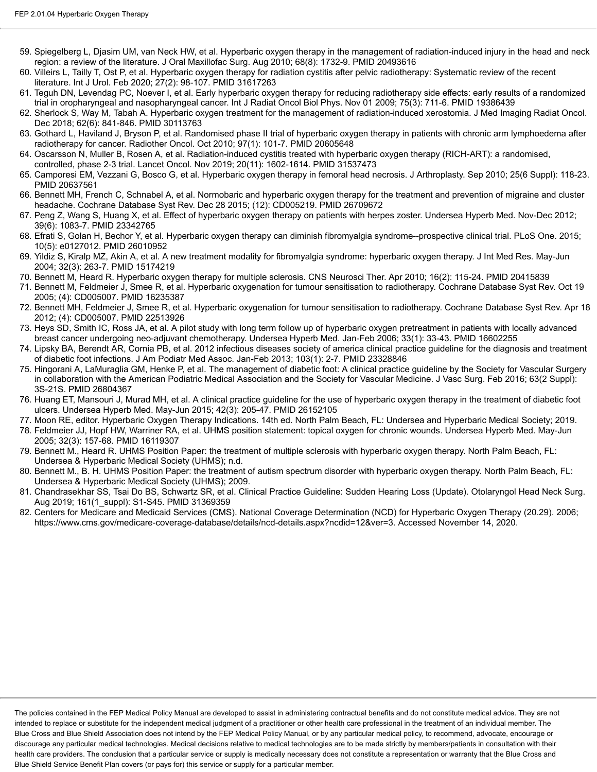59. Spiegelberg L, Djasim UM, van Neck HW, et al. Hyperbaric oxygen therapy in the management of radiation-induced injury in the head and neck region: a review of the literature. J Oral Maxillofac Surg. Aug 2010; 68(8): 1732-9. PMID 20493616
60. Villeirs L, Tailly T, Ost P, et al. Hyperbaric oxygen therapy for radiation cystitis after pelvic radiotherapy: Systematic review of the recent literature. Int J Urol. Feb 2020; 27(2): 98-107. PMID 31617263
61. Teguh DN, Levendag PC, Noever I, et al. Early hyperbaric oxygen therapy for reducing radiotherapy side effects: early results of a randomized trial in oropharyngeal and nasopharyngeal cancer. Int J Radiat Oncol Biol Phys. Nov 01 2009; 75(3): 711-6. PMID 19386439
62. Sherlock S, Way M, Tabah A. Hyperbaric oxygen treatment for the management of radiation-induced xerostomia. J Med Imaging Radiat Oncol. Dec 2018; 62(6): 841-846. PMID 30113763
63. Gothard L, Haviland J, Bryson P, et al. Randomised phase II trial of hyperbaric oxygen therapy in patients with chronic arm lymphoedema after radiotherapy for cancer. Radiother Oncol. Oct 2010; 97(1): 101-7. PMID 20605648
64. Oscarsson N, Muller B, Rosen A, et al. Radiation-induced cystitis treated with hyperbaric oxygen therapy (RICH-ART): a randomised, controlled, phase 2-3 trial. Lancet Oncol. Nov 2019; 20(11): 1602-1614. PMID 31537473
65. Camporesi EM, Vezzani G, Bosco G, et al. Hyperbaric oxygen therapy in femoral head necrosis. J Arthroplasty. Sep 2010; 25(6 Suppl): 118-23. PMID 20637561
66. Bennett MH, French C, Schnabel A, et al. Normobaric and hyperbaric oxygen therapy for the treatment and prevention of migraine and cluster headache. Cochrane Database Syst Rev. Dec 28 2015; (12): CD005219. PMID 26709672
67. Peng Z, Wang S, Huang X, et al. Effect of hyperbaric oxygen therapy on patients with herpes zoster. Undersea Hyperb Med. Nov-Dec 2012; 39(6): 1083-7. PMID 23342765
68. Efrati S, Golan H, Bechor Y, et al. Hyperbaric oxygen therapy can diminish fibromyalgia syndrome--prospective clinical trial. PLoS One. 2015; 10(5): e0127012. PMID 26010952
69. Yildiz S, Kiralp MZ, Akin A, et al. A new treatment modality for fibromyalgia syndrome: hyperbaric oxygen therapy. J Int Med Res. May-Jun 2004; 32(3): 263-7. PMID 15174219
70. Bennett M, Heard R. Hyperbaric oxygen therapy for multiple sclerosis. CNS Neurosci Ther. Apr 2010; 16(2): 115-24. PMID 20415839
71. Bennett M, Feldmeier J, Smee R, et al. Hyperbaric oxygenation for tumour sensitisation to radiotherapy. Cochrane Database Syst Rev. Oct 19 2005; (4): CD005007. PMID 16235387
72. Bennett MH, Feldmeier J, Smee R, et al. Hyperbaric oxygenation for tumour sensitisation to radiotherapy. Cochrane Database Syst Rev. Apr 18 2012; (4): CD005007. PMID 22513926
73. Heys SD, Smith IC, Ross JA, et al. A pilot study with long term follow up of hyperbaric oxygen pretreatment in patients with locally advanced breast cancer undergoing neo-adjuvant chemotherapy. Undersea Hyperb Med. Jan-Feb 2006; 33(1): 33-43. PMID 16602255
74. Lipsky BA, Berendt AR, Cornia PB, et al. 2012 infectious diseases society of america clinical practice guideline for the diagnosis and treatment of diabetic foot infections. J Am Podiatr Med Assoc. Jan-Feb 2013; 103(1): 2-7. PMID 23328846
75. Hingorani A, LaMuraglia GM, Henke P, et al. The management of diabetic foot: A clinical practice guideline by the Society for Vascular Surgery in collaboration with the American Podiatric Medical Association and the Society for Vascular Medicine. J Vasc Surg. Feb 2016; 63(2 Suppl): 3S-21S. PMID 26804367
76. Huang ET, Mansouri J, Murad MH, et al. A clinical practice guideline for the use of hyperbaric oxygen therapy in the treatment of diabetic foot ulcers. Undersea Hyperb Med. May-Jun 2015; 42(3): 205-47. PMID 26152105
77. Moon RE, editor. Hyperbaric Oxygen Therapy Indications. 14th ed. North Palm Beach, FL: Undersea and Hyperbaric Medical Society; 2019.
78. Feldmeier JJ, Hopf HW, Warriner RA, et al. UHMS position statement: topical oxygen for chronic wounds. Undersea Hyperb Med. May-Jun 2005; 32(3): 157-68. PMID 16119307
79. Bennett M., Heard R. UHMS Position Paper: the treatment of multiple sclerosis with hyperbaric oxygen therapy. North Palm Beach, FL: Undersea & Hyperbaric Medical Society (UHMS); n.d.
80. Bennett M., B. H. UHMS Position Paper: the treatment of autism spectrum disorder with hyperbaric oxygen therapy. North Palm Beach, FL: Undersea & Hyperbaric Medical Society (UHMS); 2009.
81. Chandrasekhar SS, Tsai Do BS, Schwartz SR, et al. Clinical Practice Guideline: Sudden Hearing Loss (Update). Otolaryngol Head Neck Surg. Aug 2019; 161(1_suppl): S1-S45. PMID 31369359
82. Centers for Medicare and Medicaid Services (CMS). National Coverage Determination (NCD) for Hyperbaric Oxygen Therapy (20.29). 2006; https://www.cms.gov/medicare-coverage-database/details/ncd-details.aspx?ncdid=12&ver=3. Accessed November 14, 2020.

The policies contained in the FEP Medical Policy Manual are developed to assist in administering contractual benefits and do not constitute medical advice. They are not intended to replace or substitute for the independent medical judgment of a practitioner or other health care professional in the treatment of an individual member. The Blue Cross and Blue Shield Association does not intend by the FEP Medical Policy Manual, or by any particular medical policy, to recommend, advocate, encourage or discourage any particular medical technologies. Medical decisions relative to medical technologies are to be made strictly by members/patients in consultation with their health care providers. The conclusion that a particular service or supply is medically necessary does not constitute a representation or warranty that the Blue Cross and Blue Shield Service Benefit Plan covers (or pays for) this service or supply for a particular member.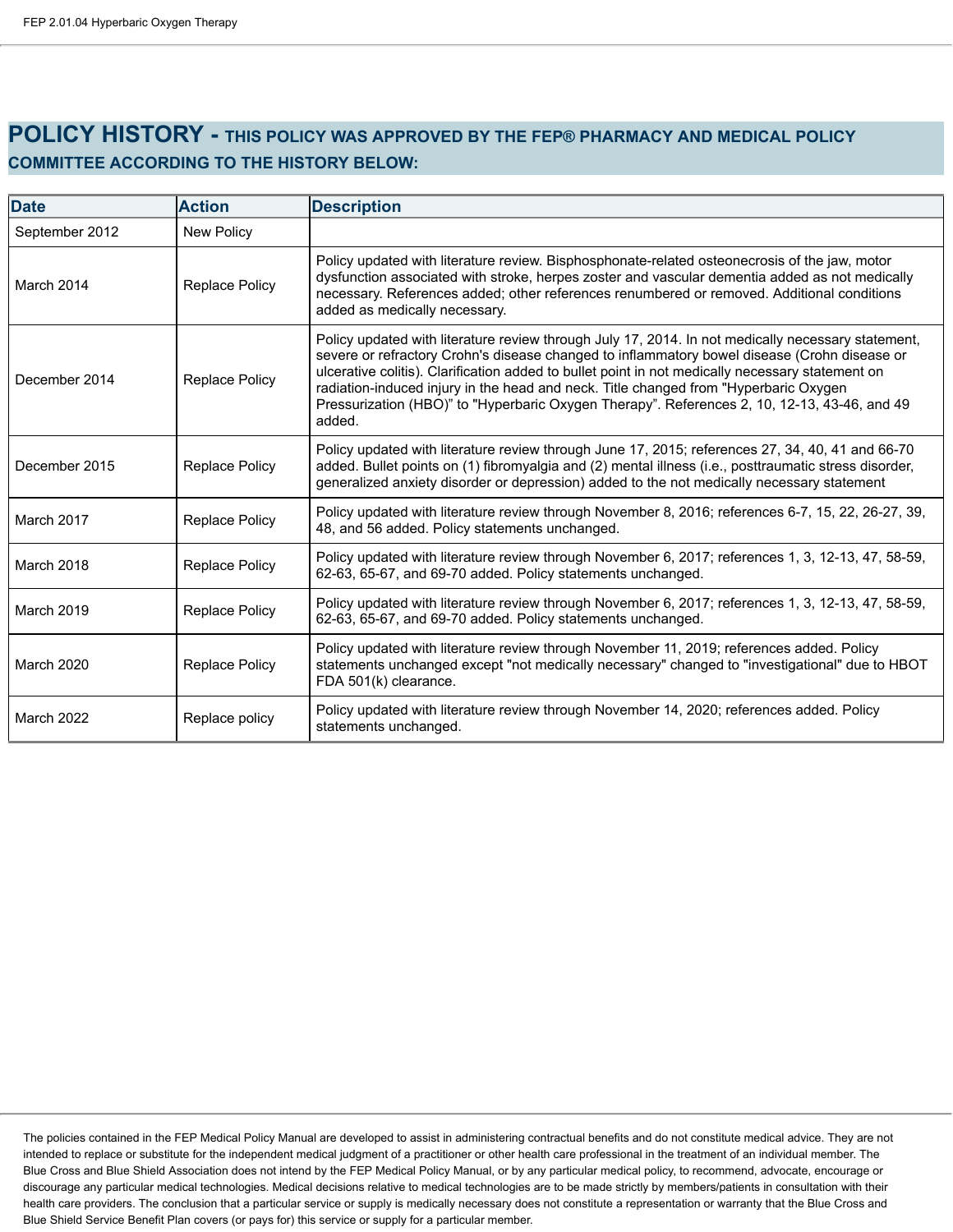## POLICY HISTORY - THIS POLICY WAS APPROVED BY THE FEP® PHARMACY AND MEDICAL POLICY COMMITTEE ACCORDING TO THE HISTORY BELOW:

| Date | Action | Description |
|---|---|---|
| September 2012 | New Policy | |
| March 2014 | Replace Policy | Policy updated with literature review. Bisphosphonate-related osteonecrosis of the jaw, motor dysfunction associated with stroke, herpes zoster and vascular dementia added as not medically necessary. References added; other references renumbered or removed. Additional conditions added as medically necessary. |
| December 2014 | Replace Policy | Policy updated with literature review through July 17, 2014. In not medically necessary statement, severe or refractory Crohn's disease changed to inflammatory bowel disease (Crohn disease or ulcerative colitis). Clarification added to bullet point in not medically necessary statement on radiation-induced injury in the head and neck. Title changed from "Hyperbaric Oxygen Pressurization (HBO)" to "Hyperbaric Oxygen Therapy". References 2, 10, 12-13, 43-46, and 49 added. |
| December 2015 | Replace Policy | Policy updated with literature review through June 17, 2015; references 27, 34, 40, 41 and 66-70 added. Bullet points on (1) fibromyalgia and (2) mental illness (i.e., posttraumatic stress disorder, generalized anxiety disorder or depression) added to the not medically necessary statement |
| March 2017 | Replace Policy | Policy updated with literature review through November 8, 2016; references 6-7, 15, 22, 26-27, 39, 48, and 56 added. Policy statements unchanged. |
| March 2018 | Replace Policy | Policy updated with literature review through November 6, 2017; references 1, 3, 12-13, 47, 58-59, 62-63, 65-67, and 69-70 added. Policy statements unchanged. |
| March 2019 | Replace Policy | Policy updated with literature review through November 6, 2017; references 1, 3, 12-13, 47, 58-59, 62-63, 65-67, and 69-70 added. Policy statements unchanged. |
| March 2020 | Replace Policy | Policy updated with literature review through November 11, 2019; references added. Policy statements unchanged except "not medically necessary" changed to "investigational" due to HBOT FDA 501(k) clearance. |
| March 2022 | Replace policy | Policy updated with literature review through November 14, 2020; references added. Policy statements unchanged. |

The policies contained in the FEP Medical Policy Manual are developed to assist in administering contractual benefits and do not constitute medical advice. They are not intended to replace or substitute for the independent medical judgment of a practitioner or other health care professional in the treatment of an individual member. The Blue Cross and Blue Shield Association does not intend by the FEP Medical Policy Manual, or by any particular medical policy, to recommend, advocate, encourage or discourage any particular medical technologies. Medical decisions relative to medical technologies are to be made strictly by members/patients in consultation with their health care providers. The conclusion that a particular service or supply is medically necessary does not constitute a representation or warranty that the Blue Cross and Blue Shield Service Benefit Plan covers (or pays for) this service or supply for a particular member.